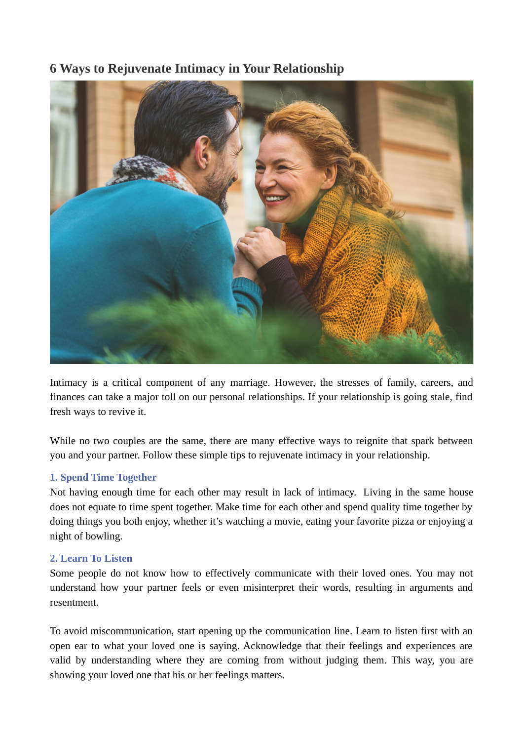## 6 Ways to Rejuvenate Intimacy in Your Relationship

Intimacy is a critical component of any marriage. However, the stresses of family, careers, and finances can take a major toll on our personal relationships. If your relationship is going stale, find fresh ways to revive it.

While no two couples are the same, there are many effective ways to reignite that spark between you and your partner. Follow these simple tips to rejuvenate intimacy in your relationship.

### 1. Spend Time Together

Not having enough time for each other may result in lack of intimacy. Living in the same house does not equate to time spent together. Make time for each other and spend quality time together by doing things you both enjoy, whether it's watching a movie, eating your favorite pizza or enjoying a night of bowling.

### 2. Learn To Listen

Some people do not know how to effectively communicate with their loved ones. You may not understand how your partner feels or even misinterpret their words, resulting in arguments and resentment.

To avoid miscommunication, start opening up the communication line. Learn to listen first with an open ear to what your loved one is saying. Acknowledge that their feelings and experiences are valid by understanding where they are coming from without judging them. This way, you are showing your loved one that his or her feelings matters.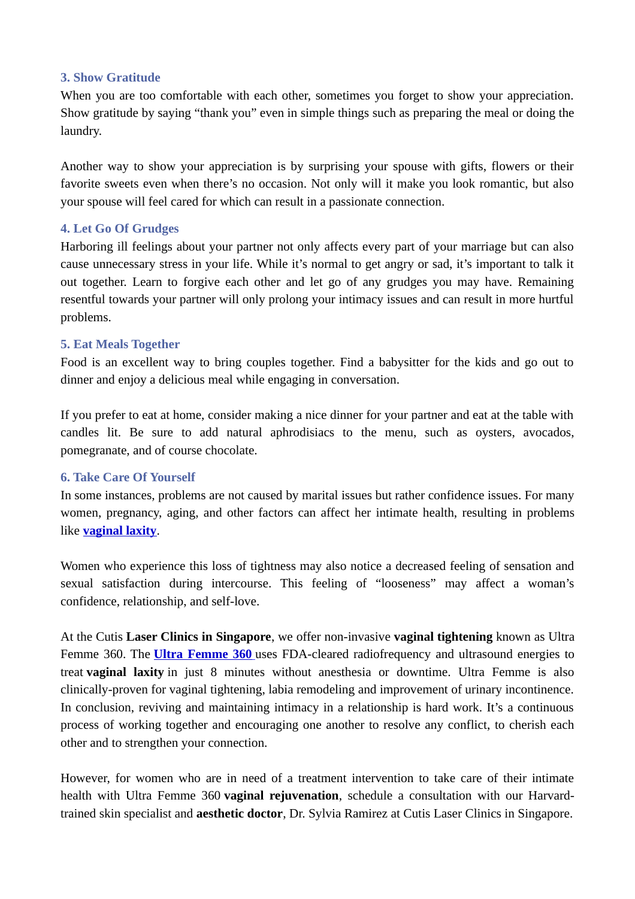### 3. Show Gratitude

When you are too comfortable with each other, sometimes you forget to show your appreciation. Show gratitude by saying "thank you" even in simple things such as preparing the meal or doing the laundry.

Another way to show your appreciation is by surprising your spouse with gifts, flowers or their favorite sweets even when there's no occasion. Not only will it make you look romantic, but also your spouse will feel cared for which can result in a passionate connection.

### 4. Let Go Of Grudges

Harboring ill feelings about your partner not only affects every part of your marriage but can also cause unnecessary stress in your life. While it's normal to get angry or sad, it's important to talk it out together. Learn to forgive each other and let go of any grudges you may have. Remaining resentful towards your partner will only prolong your intimacy issues and can result in more hurtful problems.

### 5. Eat Meals Together

Food is an excellent way to bring couples together. Find a babysitter for the kids and go out to dinner and enjoy a delicious meal while engaging in conversation.

If you prefer to eat at home, consider making a nice dinner for your partner and eat at the table with candles lit. Be sure to add natural aphrodisiacs to the menu, such as oysters, avocados, pomegranate, and of course chocolate.

### 6. Take Care Of Yourself

In some instances, problems are not caused by marital issues but rather confidence issues. For many women, pregnancy, aging, and other factors can affect her intimate health, resulting in problems like **vaginal laxity**.

Women who experience this loss of tightness may also notice a decreased feeling of sensation and sexual satisfaction during intercourse. This feeling of "looseness" may affect a woman's confidence, relationship, and self-love.

At the Cutis **Laser Clinics in Singapore**, we offer non-invasive **vaginal tightening** known as Ultra Femme 360. The **Ultra Femme 360** uses FDA-cleared radiofrequency and ultrasound energies to treat **vaginal laxity** in just 8 minutes without anesthesia or downtime. Ultra Femme is also clinically-proven for vaginal tightening, labia remodeling and improvement of urinary incontinence. In conclusion, reviving and maintaining intimacy in a relationship is hard work. It's a continuous process of working together and encouraging one another to resolve any conflict, to cherish each other and to strengthen your connection.

However, for women who are in need of a treatment intervention to take care of their intimate health with Ultra Femme 360 **vaginal rejuvenation**, schedule a consultation with our Harvard-trained skin specialist and **aesthetic doctor**, Dr. Sylvia Ramirez at Cutis Laser Clinics in Singapore.